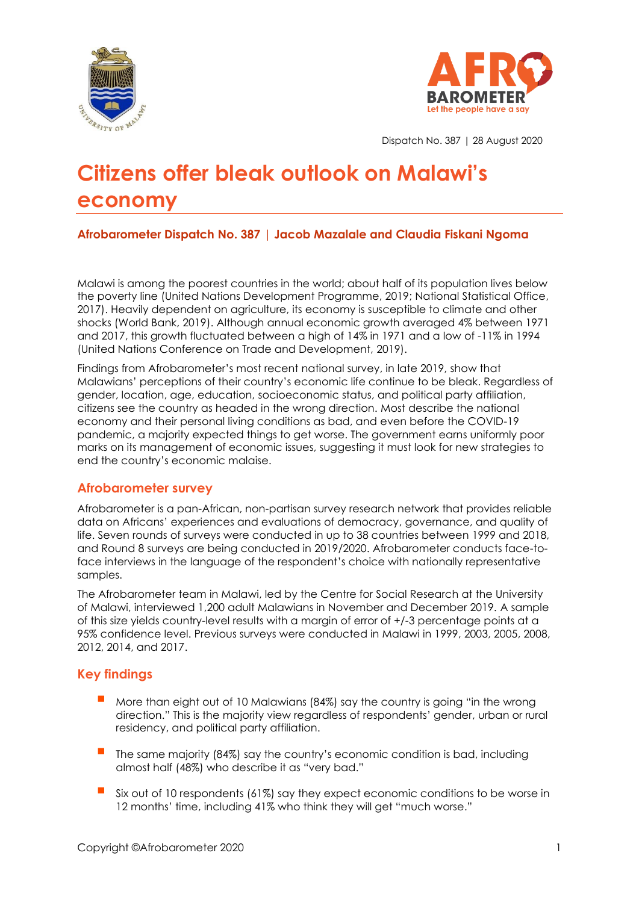Dispatch No. 387 | 28 August 2020

# Citizens offer bleak outlook on Malawi's economy

**Afrobarometer Dispatch No. 387 | Jacob Mazalale and Claudia Fiskani Ngoma**

Malawi is among the poorest countries in the world; about half of its population lives below the poverty line (United Nations Development Programme, 2019; National Statistical Office, 2017). Heavily dependent on agriculture, its economy is susceptible to climate and other shocks (World Bank, 2019). Although annual economic growth averaged 4% between 1971 and 2017, this growth fluctuated between a high of 14% in 1971 and a low of -11% in 1994 (United Nations Conference on Trade and Development, 2019).

Findings from Afrobarometer's most recent national survey, in late 2019, show that Malawians' perceptions of their country's economic life continue to be bleak. Regardless of gender, location, age, education, socioeconomic status, and political party affiliation, citizens see the country as headed in the wrong direction. Most describe the national economy and their personal living conditions as bad, and even before the COVID-19 pandemic, a majority expected things to get worse. The government earns uniformly poor marks on its management of economic issues, suggesting it must look for new strategies to end the country's economic malaise.

## Afrobarometer survey

Afrobarometer is a pan-African, non-partisan survey research network that provides reliable data on Africans' experiences and evaluations of democracy, governance, and quality of life. Seven rounds of surveys were conducted in up to 38 countries between 1999 and 2018, and Round 8 surveys are being conducted in 2019/2020. Afrobarometer conducts face-to-face interviews in the language of the respondent's choice with nationally representative samples.

The Afrobarometer team in Malawi, led by the Centre for Social Research at the University of Malawi, interviewed 1,200 adult Malawians in November and December 2019. A sample of this size yields country-level results with a margin of error of +/-3 percentage points at a 95% confidence level. Previous surveys were conducted in Malawi in 1999, 2003, 2005, 2008, 2012, 2014, and 2017.

## Key findings

- More than eight out of 10 Malawians (84%) say the country is going "in the wrong direction." This is the majority view regardless of respondents' gender, urban or rural residency, and political party affiliation.
- The same majority (84%) say the country's economic condition is bad, including almost half (48%) who describe it as "very bad."
- Six out of 10 respondents (61%) say they expect economic conditions to be worse in 12 months' time, including 41% who think they will get "much worse."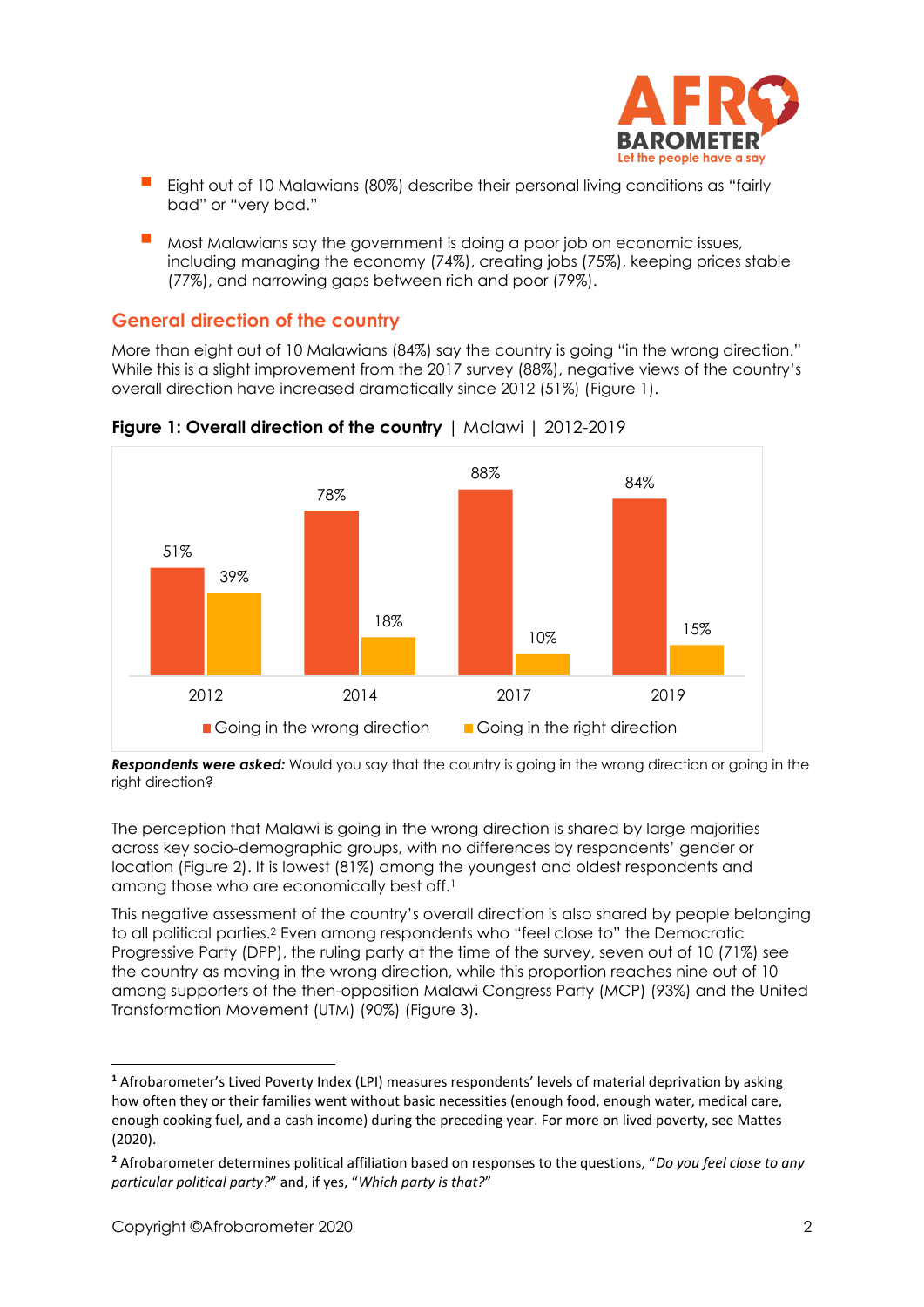- Eight out of 10 Malawians (80%) describe their personal living conditions as "fairly bad" or "very bad."
- Most Malawians say the government is doing a poor job on economic issues, including managing the economy (74%), creating jobs (75%), keeping prices stable (77%), and narrowing gaps between rich and poor (79%).

## General direction of the country

More than eight out of 10 Malawians (84%) say the country is going "in the wrong direction." While this is a slight improvement from the 2017 survey (88%), negative views of the country's overall direction have increased dramatically since 2012 (51%) (Figure 1).

**Figure 1: Overall direction of the country** | Malawi | 2012-2019

| | 2012 | 2014 | 2017 | 2019 |
|---|---|---|---|---|
| Going in the wrong direction | 51% | 78% | 88% | 84% |
| Going in the right direction | 39% | 18% | 10% | 15% |

***Respondents were asked:*** Would you say that the country is going in the wrong direction or going in the right direction?

The perception that Malawi is going in the wrong direction is shared by large majorities across key socio-demographic groups, with no differences by respondents' gender or location (Figure 2). It is lowest (81%) among the youngest and oldest respondents and among those who are economically best off.[1]

This negative assessment of the country's overall direction is also shared by people belonging to all political parties.[2] Even among respondents who "feel close to" the Democratic Progressive Party (DPP), the ruling party at the time of the survey, seven out of 10 (71%) see the country as moving in the wrong direction, while this proportion reaches nine out of 10 among supporters of the then-opposition Malawi Congress Party (MCP) (93%) and the United Transformation Movement (UTM) (90%) (Figure 3).

---

[1] Afrobarometer's Lived Poverty Index (LPI) measures respondents' levels of material deprivation by asking how often they or their families went without basic necessities (enough food, enough water, medical care, enough cooking fuel, and a cash income) during the preceding year. For more on lived poverty, see Mattes (2020).

[2] Afrobarometer determines political affiliation based on responses to the questions, "*Do you feel close to any particular political party?*" and, if yes, "*Which party is that?*"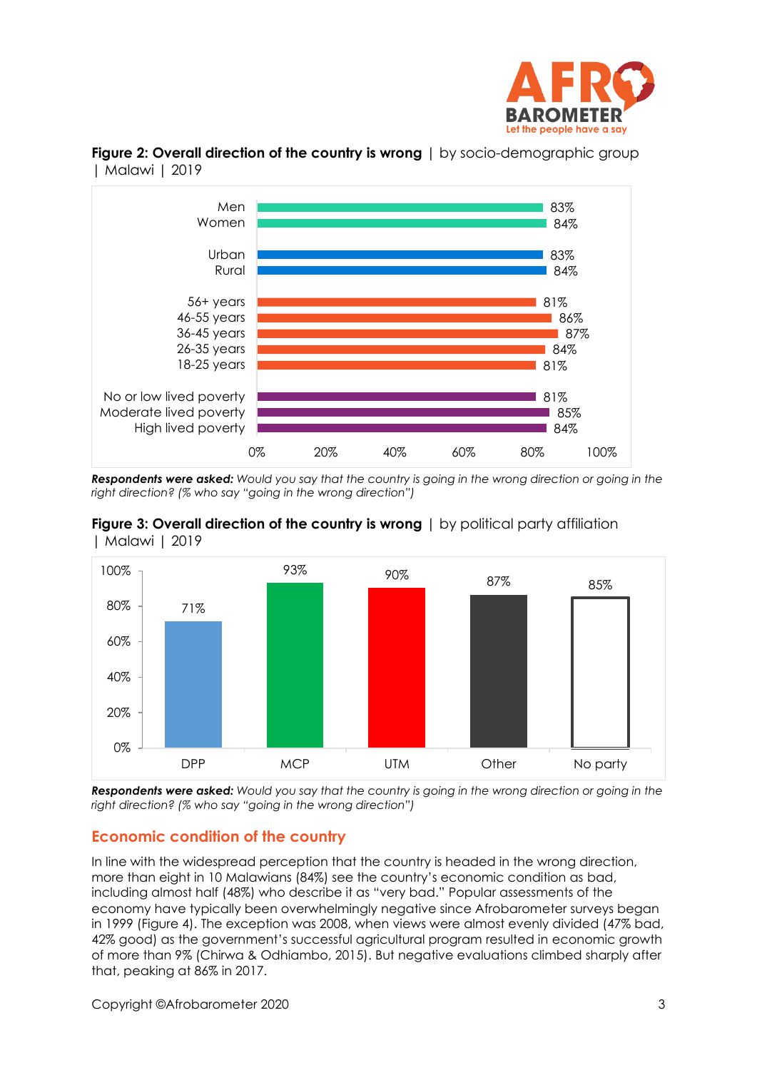**Figure 2: Overall direction of the country is wrong** | by socio-demographic group | Malawi | 2019

| Group | % |
|---|---|
| Men | 83% |
| Women | 84% |
| Urban | 83% |
| Rural | 84% |
| 56+ years | 81% |
| 46-55 years | 86% |
| 36-45 years | 87% |
| 26-35 years | 84% |
| 18-25 years | 81% |
| No or low lived poverty | 81% |
| Moderate lived poverty | 85% |
| High lived poverty | 84% |

***Respondents were asked:*** *Would you say that the country is going in the wrong direction or going in the right direction? (% who say "going in the wrong direction")*

**Figure 3: Overall direction of the country is wrong** | by political party affiliation | Malawi | 2019

| DPP | MCP | UTM | Other | No party |
|---|---|---|---|---|
| 71% | 93% | 90% | 87% | 85% |

***Respondents were asked:*** *Would you say that the country is going in the wrong direction or going in the right direction? (% who say "going in the wrong direction")*

## Economic condition of the country

In line with the widespread perception that the country is headed in the wrong direction, more than eight in 10 Malawians (84%) see the country's economic condition as bad, including almost half (48%) who describe it as "very bad." Popular assessments of the economy have typically been overwhelmingly negative since Afrobarometer surveys began in 1999 (Figure 4). The exception was 2008, when views were almost evenly divided (47% bad, 42% good) as the government's successful agricultural program resulted in economic growth of more than 9% (Chirwa & Odhiambo, 2015). But negative evaluations climbed sharply after that, peaking at 86% in 2017.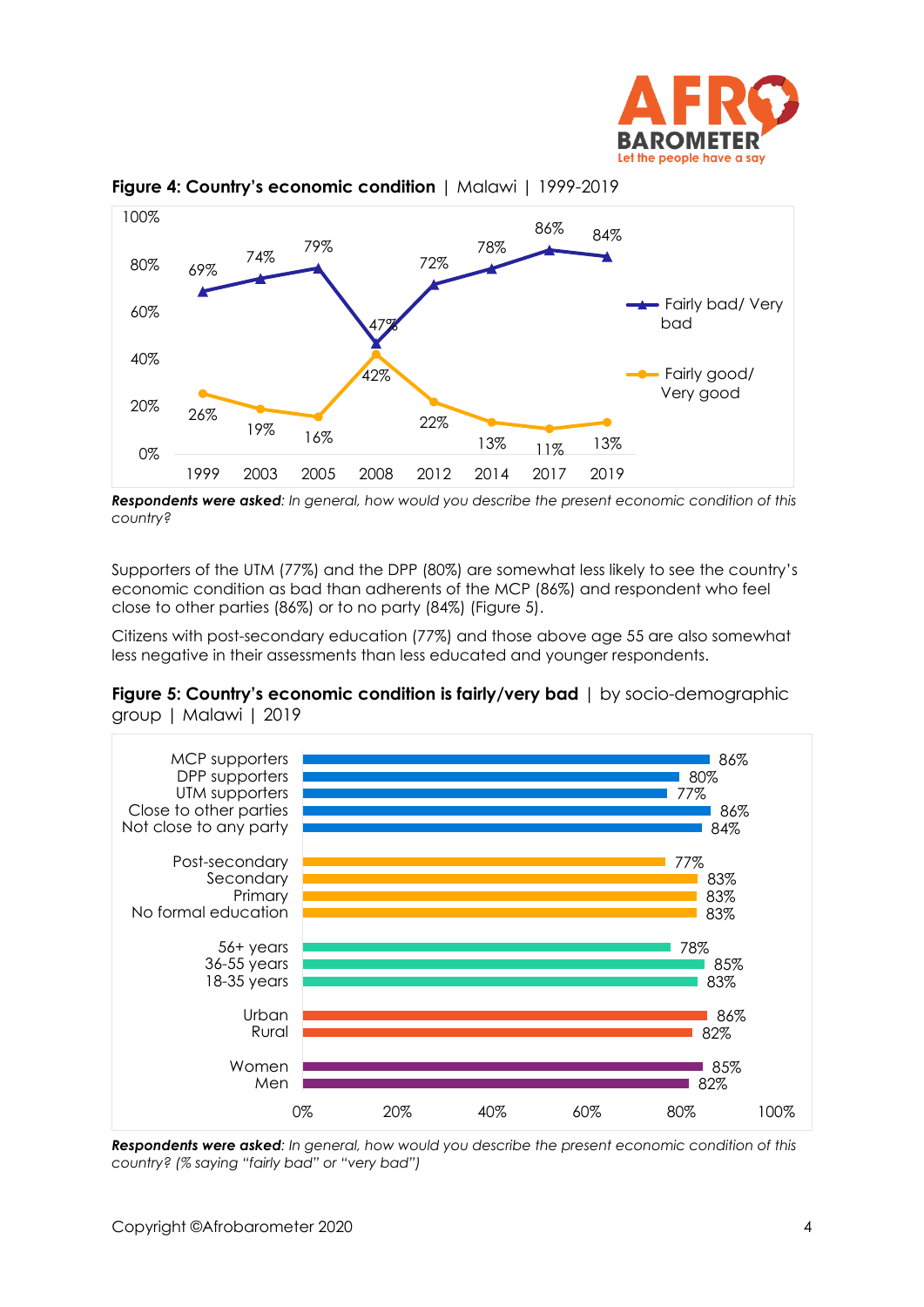**Figure 4: Country's economic condition** | Malawi | 1999-2019

| Year | Fairly bad/ Very bad | Fairly good/ Very good |
|---|---|---|
| 1999 | 69% | 26% |
| 2003 | 74% | 19% |
| 2005 | 79% | 16% |
| 2008 | 47% | 42% |
| 2012 | 72% | 22% |
| 2014 | 78% | 13% |
| 2017 | 86% | 11% |
| 2019 | 84% | 13% |

***Respondents were asked****: In general, how would you describe the present economic condition of this country?*

Supporters of the UTM (77%) and the DPP (80%) are somewhat less likely to see the country's economic condition as bad than adherents of the MCP (86%) and respondent who feel close to other parties (86%) or to no party (84%) (Figure 5).

Citizens with post-secondary education (77%) and those above age 55 are also somewhat less negative in their assessments than less educated and younger respondents.

**Figure 5: Country's economic condition is fairly/very bad** | by socio-demographic group | Malawi | 2019

| Group | % fairly/very bad |
|---|---|
| MCP supporters | 86% |
| DPP supporters | 80% |
| UTM supporters | 77% |
| Close to other parties | 86% |
| Not close to any party | 84% |
| Post-secondary | 77% |
| Secondary | 83% |
| Primary | 83% |
| No formal education | 83% |
| 56+ years | 78% |
| 36-55 years | 85% |
| 18-35 years | 83% |
| Urban | 86% |
| Rural | 82% |
| Women | 85% |
| Men | 82% |

***Respondents were asked****: In general, how would you describe the present economic condition of this country? (% saying "fairly bad" or "very bad")*

Copyright ©Afrobarometer 2020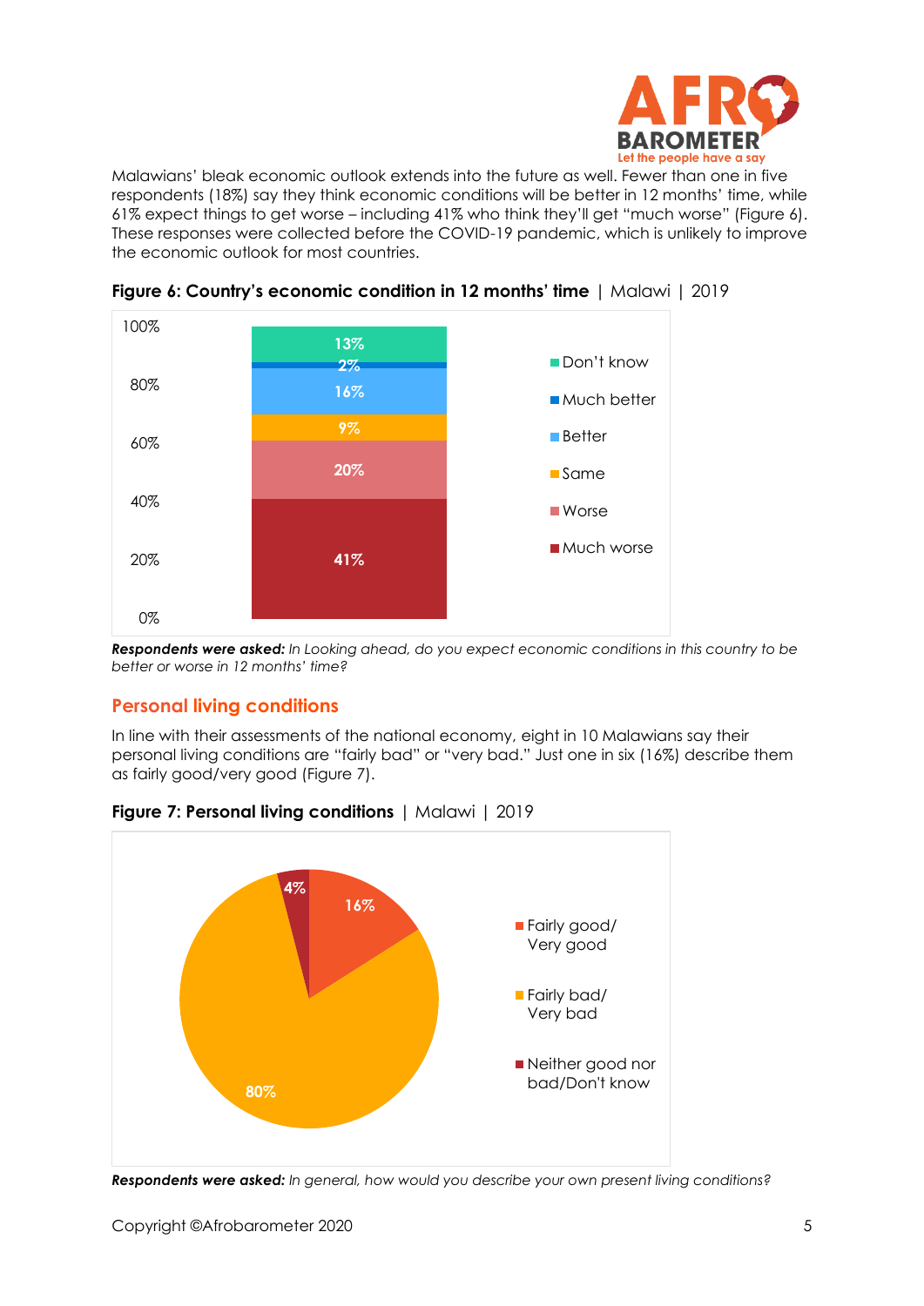Malawians' bleak economic outlook extends into the future as well. Fewer than one in five respondents (18%) say they think economic conditions will be better in 12 months' time, while 61% expect things to get worse – including 41% who think they'll get "much worse" (Figure 6). These responses were collected before the COVID-19 pandemic, which is unlikely to improve the economic outlook for most countries.

**Figure 6: Country's economic condition in 12 months' time** | Malawi | 2019

| Response | % |
|---|---|
| Don't know | 13% |
| Much better | 2% |
| Better | 16% |
| Same | 9% |
| Worse | 20% |
| Much worse | 41% |

***Respondents were asked:*** *In Looking ahead, do you expect economic conditions in this country to be better or worse in 12 months' time?*

## Personal living conditions

In line with their assessments of the national economy, eight in 10 Malawians say their personal living conditions are "fairly bad" or "very bad." Just one in six (16%) describe them as fairly good/very good (Figure 7).

**Figure 7: Personal living conditions** | Malawi | 2019

| Response | % |
|---|---|
| Fairly good/ Very good | 16% |
| Fairly bad/ Very bad | 80% |
| Neither good nor bad/Don't know | 4% |

***Respondents were asked:*** *In general, how would you describe your own present living conditions?*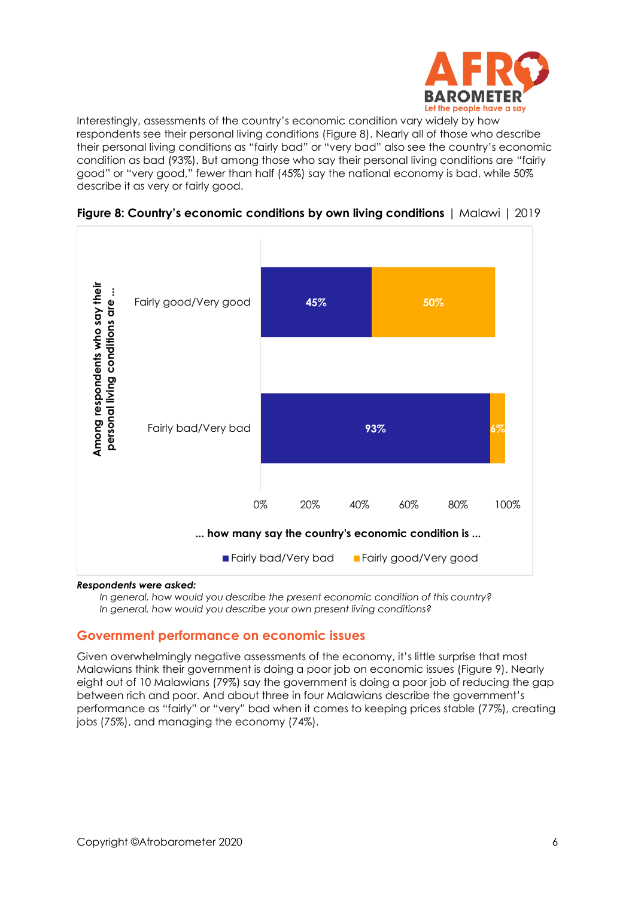Interestingly, assessments of the country's economic condition vary widely by how respondents see their personal living conditions (Figure 8). Nearly all of those who describe their personal living conditions as "fairly bad" or "very bad" also see the country's economic condition as bad (93%). But among those who say their personal living conditions are "fairly good" or "very good," fewer than half (45%) say the national economy is bad, while 50% describe it as very or fairly good.

**Figure 8: Country's economic conditions by own living conditions** | Malawi | 2019

| Among respondents who say their personal living conditions are ... | Fairly bad/Very bad | Fairly good/Very good |
|---|---|---|
| Fairly good/Very good | 45% | 50% |
| Fairly bad/Very bad | 93% | 6% |

... how many say the country's economic condition is ...

***Respondents were asked:***

*In general, how would you describe the present economic condition of this country?*
*In general, how would you describe your own present living conditions?*

## Government performance on economic issues

Given overwhelmingly negative assessments of the economy, it's little surprise that most Malawians think their government is doing a poor job on economic issues (Figure 9). Nearly eight out of 10 Malawians (79%) say the government is doing a poor job of reducing the gap between rich and poor. And about three in four Malawians describe the government's performance as "fairly" or "very" bad when it comes to keeping prices stable (77%), creating jobs (75%), and managing the economy (74%).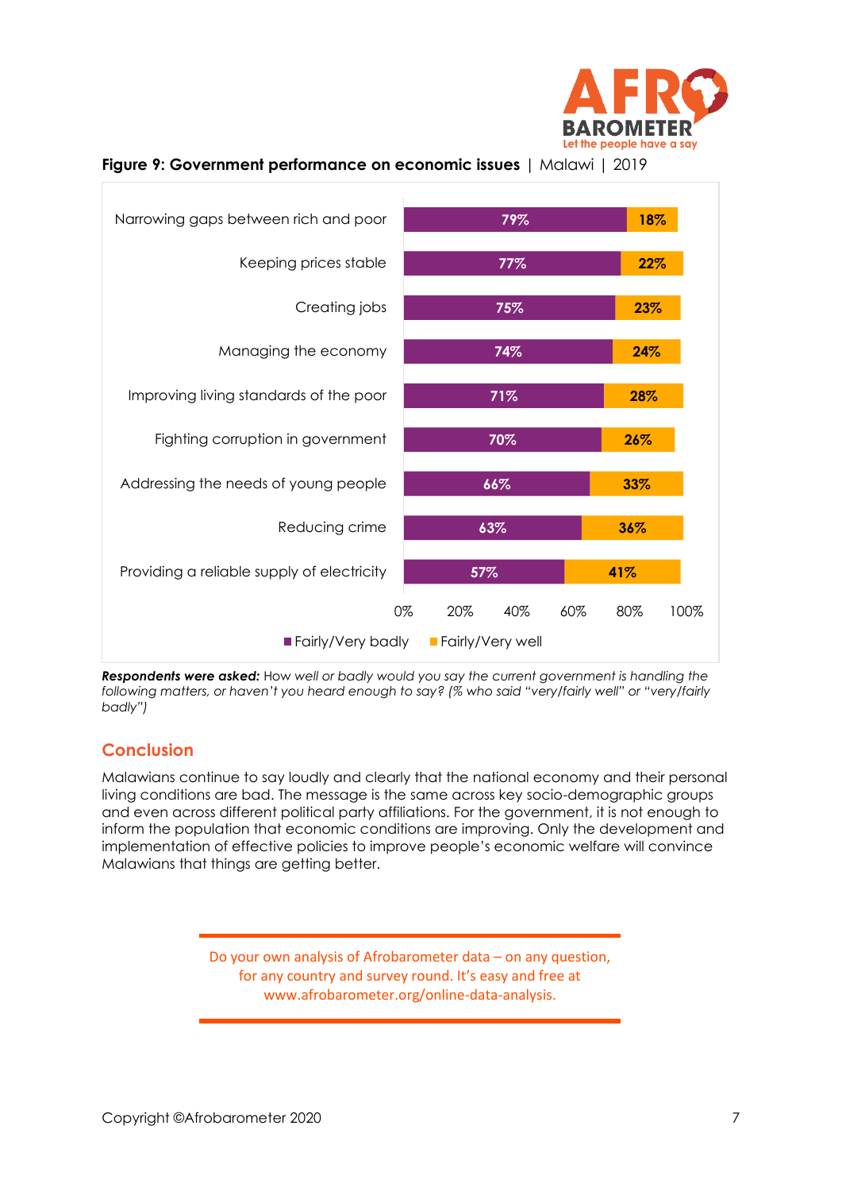**Figure 9: Government performance on economic issues** | Malawi | 2019

| | Fairly/Very badly | Fairly/Very well |
|---|---|---|
| Narrowing gaps between rich and poor | 79% | 18% |
| Keeping prices stable | 77% | 22% |
| Creating jobs | 75% | 23% |
| Managing the economy | 74% | 24% |
| Improving living standards of the poor | 71% | 28% |
| Fighting corruption in government | 70% | 26% |
| Addressing the needs of young people | 66% | 33% |
| Reducing crime | 63% | 36% |
| Providing a reliable supply of electricity | 57% | 41% |

***Respondents were asked:*** *How well or badly would you say the current government is handling the following matters, or haven't you heard enough to say? (% who said "very/fairly well" or "very/fairly badly")*

## Conclusion

Malawians continue to say loudly and clearly that the national economy and their personal living conditions are bad. The message is the same across key socio-demographic groups and even across different political party affiliations. For the government, it is not enough to inform the population that economic conditions are improving. Only the development and implementation of effective policies to improve people's economic welfare will convince Malawians that things are getting better.

Do your own analysis of Afrobarometer data – on any question, for any country and survey round. It's easy and free at www.afrobarometer.org/online-data-analysis.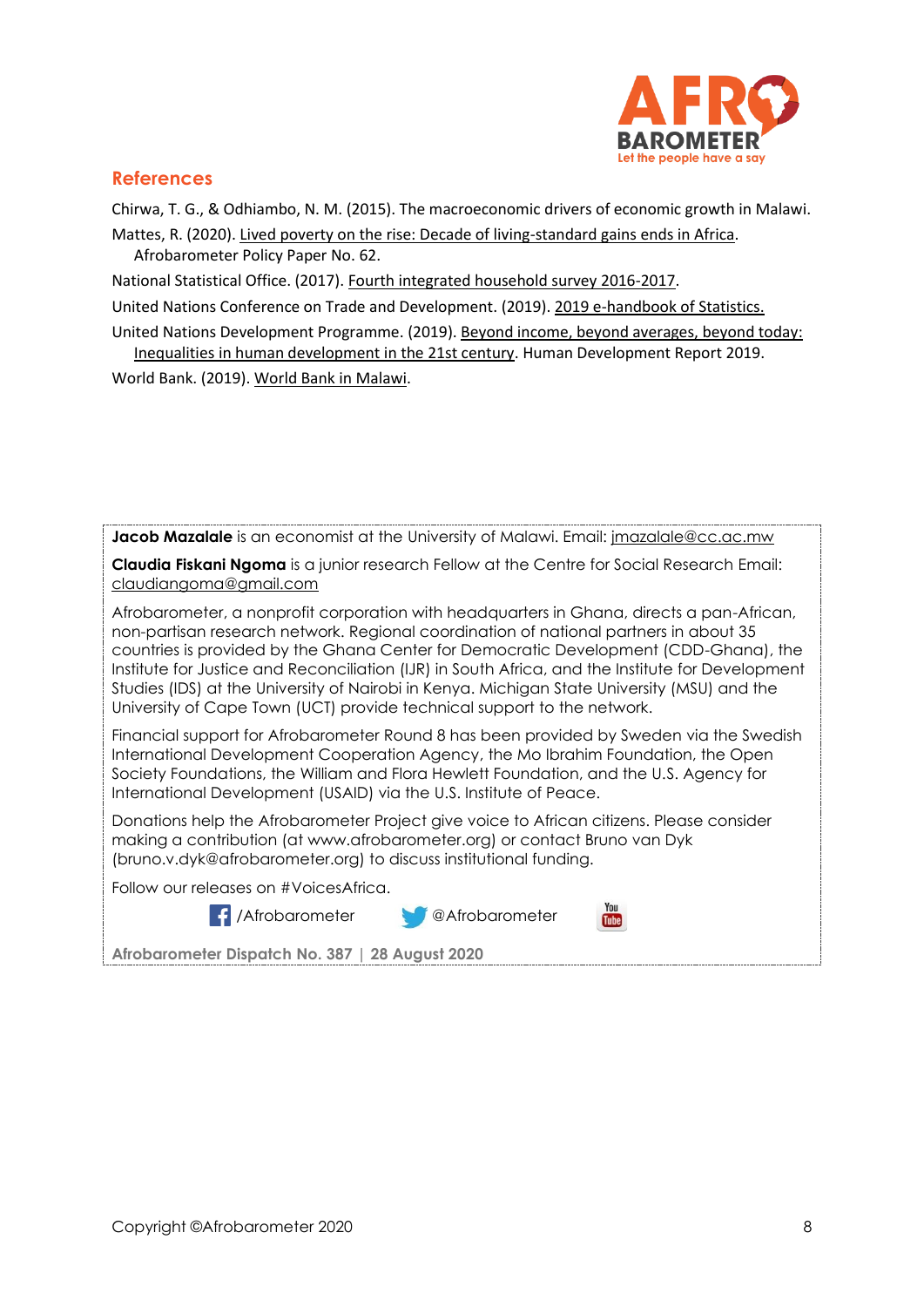## References

Chirwa, T. G., & Odhiambo, N. M. (2015). The macroeconomic drivers of economic growth in Malawi.

Mattes, R. (2020). Lived poverty on the rise: Decade of living-standard gains ends in Africa. Afrobarometer Policy Paper No. 62.

National Statistical Office. (2017). Fourth integrated household survey 2016-2017.

United Nations Conference on Trade and Development. (2019). 2019 e-handbook of Statistics.

United Nations Development Programme. (2019). Beyond income, beyond averages, beyond today: Inequalities in human development in the 21st century. Human Development Report 2019.

World Bank. (2019). World Bank in Malawi.

**Jacob Mazalale** is an economist at the University of Malawi. Email: jmazalale@cc.ac.mw

**Claudia Fiskani Ngoma** is a junior research Fellow at the Centre for Social Research Email: claudiangoma@gmail.com

Afrobarometer, a nonprofit corporation with headquarters in Ghana, directs a pan-African, non-partisan research network. Regional coordination of national partners in about 35 countries is provided by the Ghana Center for Democratic Development (CDD-Ghana), the Institute for Justice and Reconciliation (IJR) in South Africa, and the Institute for Development Studies (IDS) at the University of Nairobi in Kenya. Michigan State University (MSU) and the University of Cape Town (UCT) provide technical support to the network.

Financial support for Afrobarometer Round 8 has been provided by Sweden via the Swedish International Development Cooperation Agency, the Mo Ibrahim Foundation, the Open Society Foundations, the William and Flora Hewlett Foundation, and the U.S. Agency for International Development (USAID) via the U.S. Institute of Peace.

Donations help the Afrobarometer Project give voice to African citizens. Please consider making a contribution (at www.afrobarometer.org) or contact Bruno van Dyk (bruno.v.dyk@afrobarometer.org) to discuss institutional funding.

Follow our releases on #VoicesAfrica.

/Afrobarometer @Afrobarometer

**Afrobarometer Dispatch No. 387 | 28 August 2020**